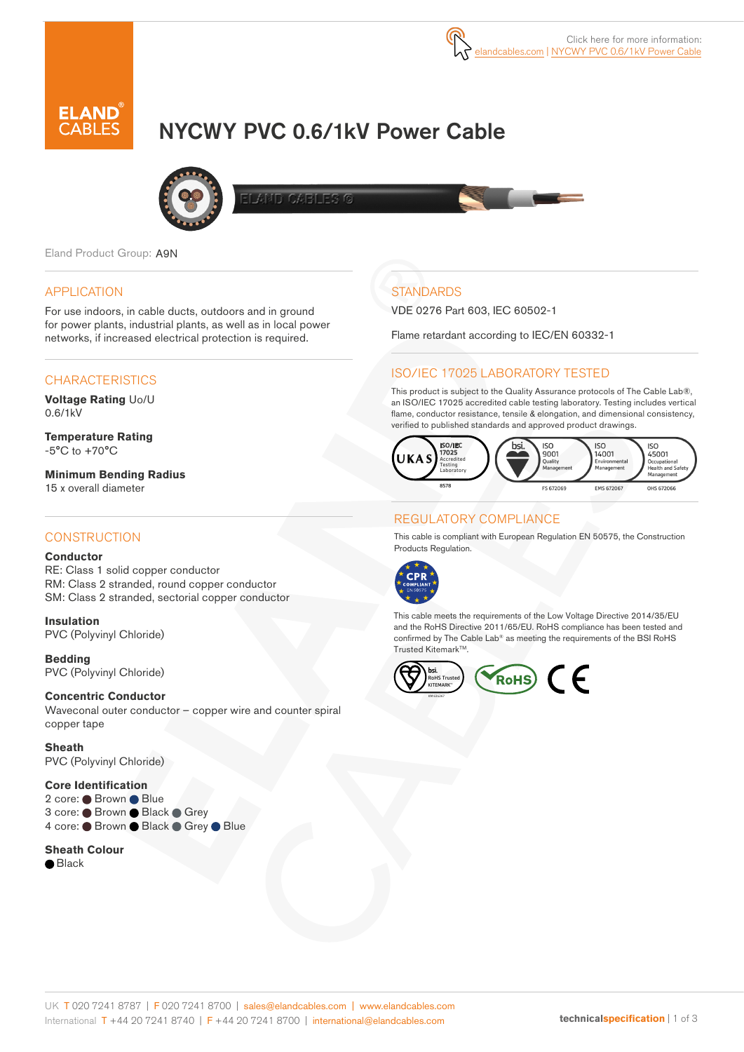Click here for more information: elandcables.com | NYCWY PVC 0.6/1kV Power Cable

# NYCWY PVC 0.6/1kV Power Cable

Eland Product Group: A9N

## APPLICATION

For use indoors, in cable ducts, outdoors and in ground for power plants, industrial plants, as well as in local power networks, if increased electrical protection is required.

## CHARACTERISTICS

**Voltage Rating** Uo/U
0.6/1kV

**Temperature Rating**
-5°C to +70°C

**Minimum Bending Radius**
15 x overall diameter

## CONSTRUCTION

**Conductor**
RE: Class 1 solid copper conductor
RM: Class 2 stranded, round copper conductor
SM: Class 2 stranded, sectorial copper conductor

**Insulation**
PVC (Polyvinyl Chloride)

**Bedding**
PVC (Polyvinyl Chloride)

**Concentric Conductor**
Waveconal outer conductor – copper wire and counter spiral copper tape

**Sheath**
PVC (Polyvinyl Chloride)

**Core Identification**
2 core: Brown, Blue
3 core: Brown, Black, Grey
4 core: Brown, Black, Grey, Blue

**Sheath Colour**
Black

## STANDARDS

VDE 0276 Part 603, IEC 60502-1

Flame retardant according to IEC/EN 60332-1

## ISO/IEC 17025 LABORATORY TESTED

This product is subject to the Quality Assurance protocols of The Cable Lab®, an ISO/IEC 17025 accredited cable testing laboratory. Testing includes vertical flame, conductor resistance, tensile & elongation, and dimensional consistency, verified to published standards and approved product drawings.

UKAS ISO/IEC 17025 Accredited Testing Laboratory 8578 | bsi. ISO 9001 Quality Management FS 672069 | ISO 14001 Environmental Management EMS 672067 | ISO 45001 Occupational Health and Safety Management OHS 672066

## REGULATORY COMPLIANCE

This cable is compliant with European Regulation EN 50575, the Construction Products Regulation.

CPR COMPLIANT EN 50575

This cable meets the requirements of the Low Voltage Directive 2014/35/EU and the RoHS Directive 2011/65/EU. RoHS compliance has been tested and confirmed by The Cable Lab® as meeting the requirements of the BSI RoHS Trusted Kitemark™.

bsi. RoHS Trusted KITEMARK™ | RoHS | CE

UK T 020 7241 8787 | F 020 7241 8700 | sales@elandcables.com | www.elandcables.com
International T +44 20 7241 8740 | F +44 20 7241 8700 | international@elandcables.com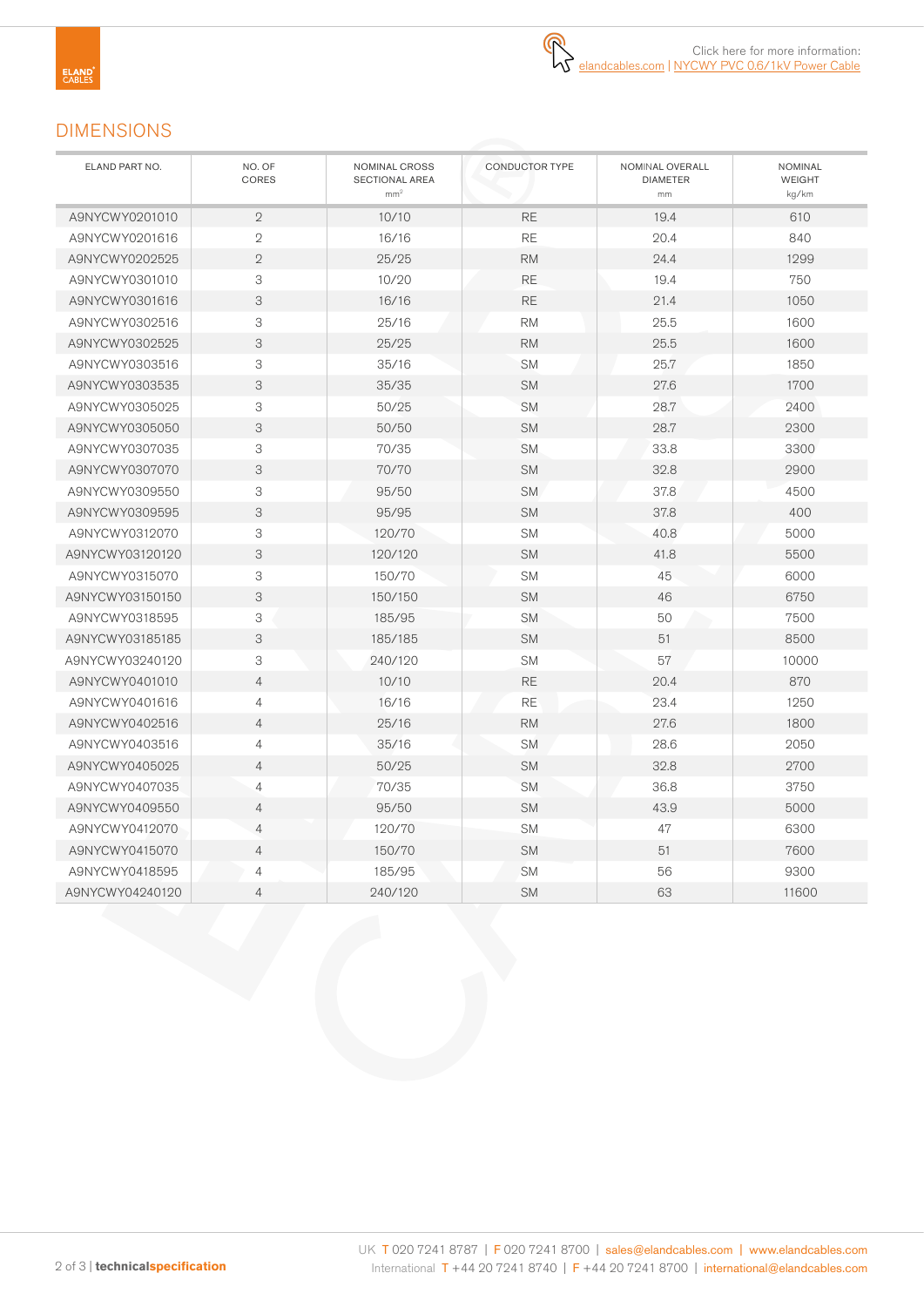Click here for more information: elandcables.com | NYCWY PVC 0.6/1kV Power Cable

## DIMENSIONS

| ELAND PART NO. | NO. OF CORES | NOMINAL CROSS SECTIONAL AREA mm² | CONDUCTOR TYPE | NOMINAL OVERALL DIAMETER mm | NOMINAL WEIGHT kg/km |
|---|---|---|---|---|---|
| A9NYCWY0201010 | 2 | 10/10 | RE | 19.4 | 610 |
| A9NYCWY0201616 | 2 | 16/16 | RE | 20.4 | 840 |
| A9NYCWY0202525 | 2 | 25/25 | RM | 24.4 | 1299 |
| A9NYCWY0301010 | 3 | 10/20 | RE | 19.4 | 750 |
| A9NYCWY0301616 | 3 | 16/16 | RE | 21.4 | 1050 |
| A9NYCWY0302516 | 3 | 25/16 | RM | 25.5 | 1600 |
| A9NYCWY0302525 | 3 | 25/25 | RM | 25.5 | 1600 |
| A9NYCWY0303516 | 3 | 35/16 | SM | 25.7 | 1850 |
| A9NYCWY0303535 | 3 | 35/35 | SM | 27.6 | 1700 |
| A9NYCWY0305025 | 3 | 50/25 | SM | 28.7 | 2400 |
| A9NYCWY0305050 | 3 | 50/50 | SM | 28.7 | 2300 |
| A9NYCWY0307035 | 3 | 70/35 | SM | 33.8 | 3300 |
| A9NYCWY0307070 | 3 | 70/70 | SM | 32.8 | 2900 |
| A9NYCWY0309550 | 3 | 95/50 | SM | 37.8 | 4500 |
| A9NYCWY0309595 | 3 | 95/95 | SM | 37.8 | 400 |
| A9NYCWY0312070 | 3 | 120/70 | SM | 40.8 | 5000 |
| A9NYCWY03120120 | 3 | 120/120 | SM | 41.8 | 5500 |
| A9NYCWY0315070 | 3 | 150/70 | SM | 45 | 6000 |
| A9NYCWY03150150 | 3 | 150/150 | SM | 46 | 6750 |
| A9NYCWY0318595 | 3 | 185/95 | SM | 50 | 7500 |
| A9NYCWY03185185 | 3 | 185/185 | SM | 51 | 8500 |
| A9NYCWY03240120 | 3 | 240/120 | SM | 57 | 10000 |
| A9NYCWY0401010 | 4 | 10/10 | RE | 20.4 | 870 |
| A9NYCWY0401616 | 4 | 16/16 | RE | 23.4 | 1250 |
| A9NYCWY0402516 | 4 | 25/16 | RM | 27.6 | 1800 |
| A9NYCWY0403516 | 4 | 35/16 | SM | 28.6 | 2050 |
| A9NYCWY0405025 | 4 | 50/25 | SM | 32.8 | 2700 |
| A9NYCWY0407035 | 4 | 70/35 | SM | 36.8 | 3750 |
| A9NYCWY0409550 | 4 | 95/50 | SM | 43.9 | 5000 |
| A9NYCWY0412070 | 4 | 120/70 | SM | 47 | 6300 |
| A9NYCWY0415070 | 4 | 150/70 | SM | 51 | 7600 |
| A9NYCWY0418595 | 4 | 185/95 | SM | 56 | 9300 |
| A9NYCWY04240120 | 4 | 240/120 | SM | 63 | 11600 |

UK T 020 7241 8787 | F 020 7241 8700 | sales@elandcables.com | www.elandcables.com
International T +44 20 7241 8740 | F +44 20 7241 8700 | international@elandcables.com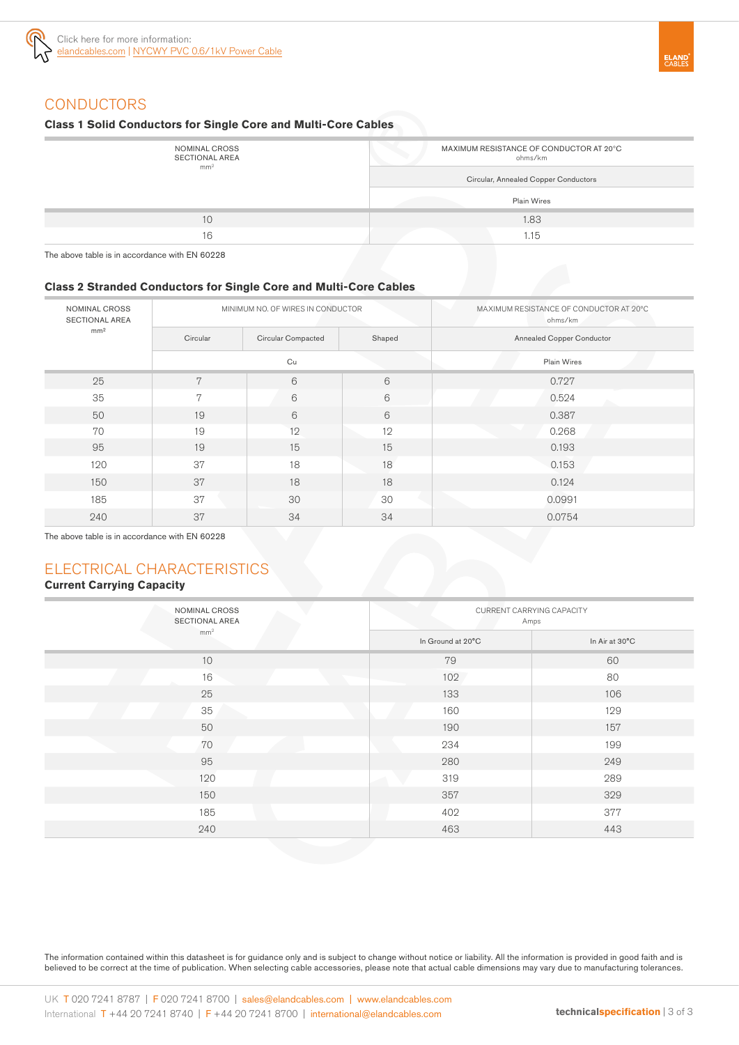Click here for more information:
elandcables.com | NYCWY PVC 0.6/1kV Power Cable

## CONDUCTORS

### Class 1 Solid Conductors for Single Core and Multi-Core Cables

| NOMINAL CROSS SECTIONAL AREA mm² | MAXIMUM RESISTANCE OF CONDUCTOR AT 20°C ohms/km |
|---|---|
| | Circular, Annealed Copper Conductors |
| | Plain Wires |
| 10 | 1.83 |
| 16 | 1.15 |

The above table is in accordance with EN 60228

### Class 2 Stranded Conductors for Single Core and Multi-Core Cables

| NOMINAL CROSS SECTIONAL AREA mm² | MINIMUM NO. OF WIRES IN CONDUCTOR | | | MAXIMUM RESISTANCE OF CONDUCTOR AT 20°C ohms/km |
|---|---|---|---|---|
| | Circular | Circular Compacted | Shaped | Annealed Copper Conductor |
| | Cu | | | Plain Wires |
| 25 | 7 | 6 | 6 | 0.727 |
| 35 | 7 | 6 | 6 | 0.524 |
| 50 | 19 | 6 | 6 | 0.387 |
| 70 | 19 | 12 | 12 | 0.268 |
| 95 | 19 | 15 | 15 | 0.193 |
| 120 | 37 | 18 | 18 | 0.153 |
| 150 | 37 | 18 | 18 | 0.124 |
| 185 | 37 | 30 | 30 | 0.0991 |
| 240 | 37 | 34 | 34 | 0.0754 |

The above table is in accordance with EN 60228

## ELECTRICAL CHARACTERISTICS

### Current Carrying Capacity

| NOMINAL CROSS SECTIONAL AREA mm² | CURRENT CARRYING CAPACITY Amps | |
|---|---|---|
| | In Ground at 20°C | In Air at 30°C |
| 10 | 79 | 60 |
| 16 | 102 | 80 |
| 25 | 133 | 106 |
| 35 | 160 | 129 |
| 50 | 190 | 157 |
| 70 | 234 | 199 |
| 95 | 280 | 249 |
| 120 | 319 | 289 |
| 150 | 357 | 329 |
| 185 | 402 | 377 |
| 240 | 463 | 443 |

The information contained within this datasheet is for guidance only and is subject to change without notice or liability. All the information is provided in good faith and is believed to be correct at the time of publication. When selecting cable accessories, please note that actual cable dimensions may vary due to manufacturing tolerances.

UK T 020 7241 8787 | F 020 7241 8700 | sales@elandcables.com | www.elandcables.com
International T +44 20 7241 8740 | F +44 20 7241 8700 | international@elandcables.com